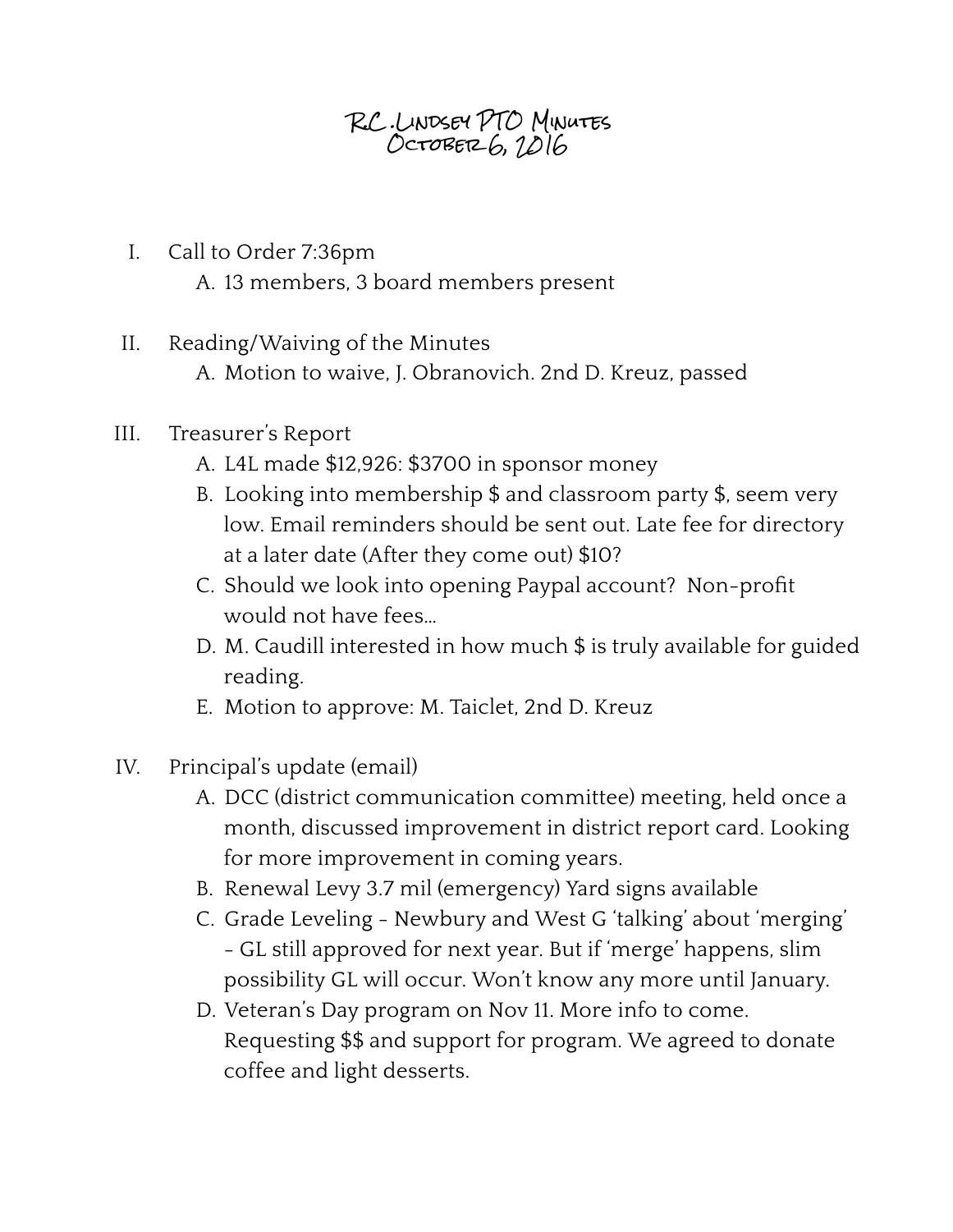# R.C. Lindsey PTO Minutes
## October 6, 2016

I. Call to Order 7:36pm
   A. 13 members, 3 board members present

II. Reading/Waiving of the Minutes
   A. Motion to waive, J. Obranovich. 2nd D. Kreuz, passed

III. Treasurer's Report
   A. L4L made $12,926: $3700 in sponsor money
   B. Looking into membership $ and classroom party $, seem very low. Email reminders should be sent out. Late fee for directory at a later date (After they come out) $10?
   C. Should we look into opening Paypal account? Non-profit would not have fees…
   D. M. Caudill interested in how much $ is truly available for guided reading.
   E. Motion to approve: M. Taiclet, 2nd D. Kreuz

IV. Principal's update (email)
   A. DCC (district communication committee) meeting, held once a month, discussed improvement in district report card. Looking for more improvement in coming years.
   B. Renewal Levy 3.7 mil (emergency) Yard signs available
   C. Grade Leveling - Newbury and West G 'talking' about 'merging' - GL still approved for next year. But if 'merge' happens, slim possibility GL will occur. Won't know any more until January.
   D. Veteran's Day program on Nov 11. More info to come. Requesting $$ and support for program. We agreed to donate coffee and light desserts.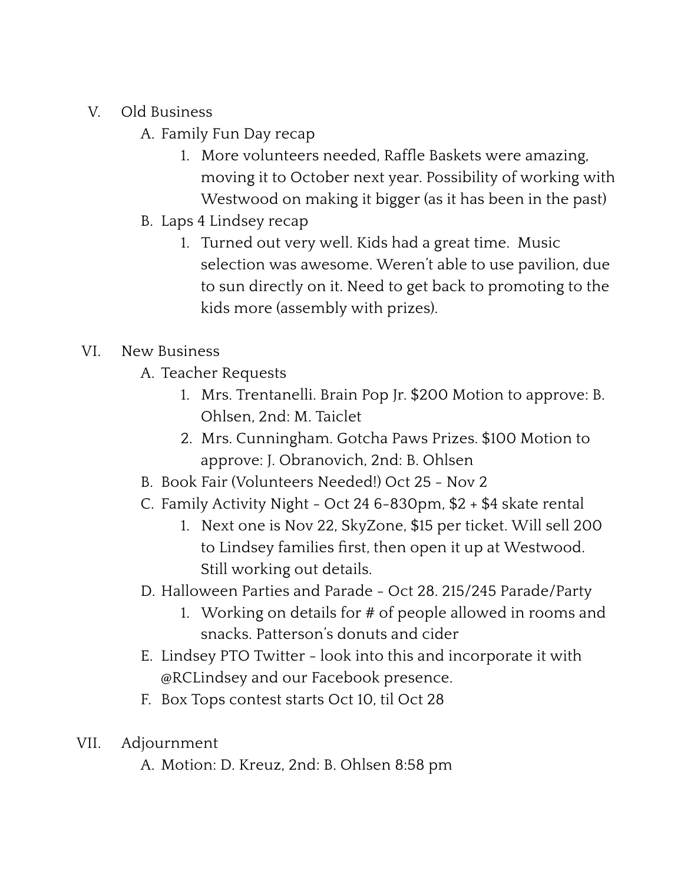V. Old Business
   A. Family Fun Day recap
      1. More volunteers needed, Raffle Baskets were amazing, moving it to October next year. Possibility of working with Westwood on making it bigger (as it has been in the past)
   B. Laps 4 Lindsey recap
      1. Turned out very well. Kids had a great time. Music selection was awesome. Weren't able to use pavilion, due to sun directly on it. Need to get back to promoting to the kids more (assembly with prizes).

VI. New Business
   A. Teacher Requests
      1. Mrs. Trentanelli. Brain Pop Jr. $200 Motion to approve: B. Ohlsen, 2nd: M. Taiclet
      2. Mrs. Cunningham. Gotcha Paws Prizes. $100 Motion to approve: J. Obranovich, 2nd: B. Ohlsen
   B. Book Fair (Volunteers Needed!) Oct 25 - Nov 2
   C. Family Activity Night - Oct 24 6-830pm, $2 + $4 skate rental
      1. Next one is Nov 22, SkyZone, $15 per ticket. Will sell 200 to Lindsey families first, then open it up at Westwood. Still working out details.
   D. Halloween Parties and Parade - Oct 28. 215/245 Parade/Party
      1. Working on details for # of people allowed in rooms and snacks. Patterson's donuts and cider
   E. Lindsey PTO Twitter - look into this and incorporate it with @RCLindsey and our Facebook presence.
   F. Box Tops contest starts Oct 10, til Oct 28

VII. Adjournment
   A. Motion: D. Kreuz, 2nd: B. Ohlsen 8:58 pm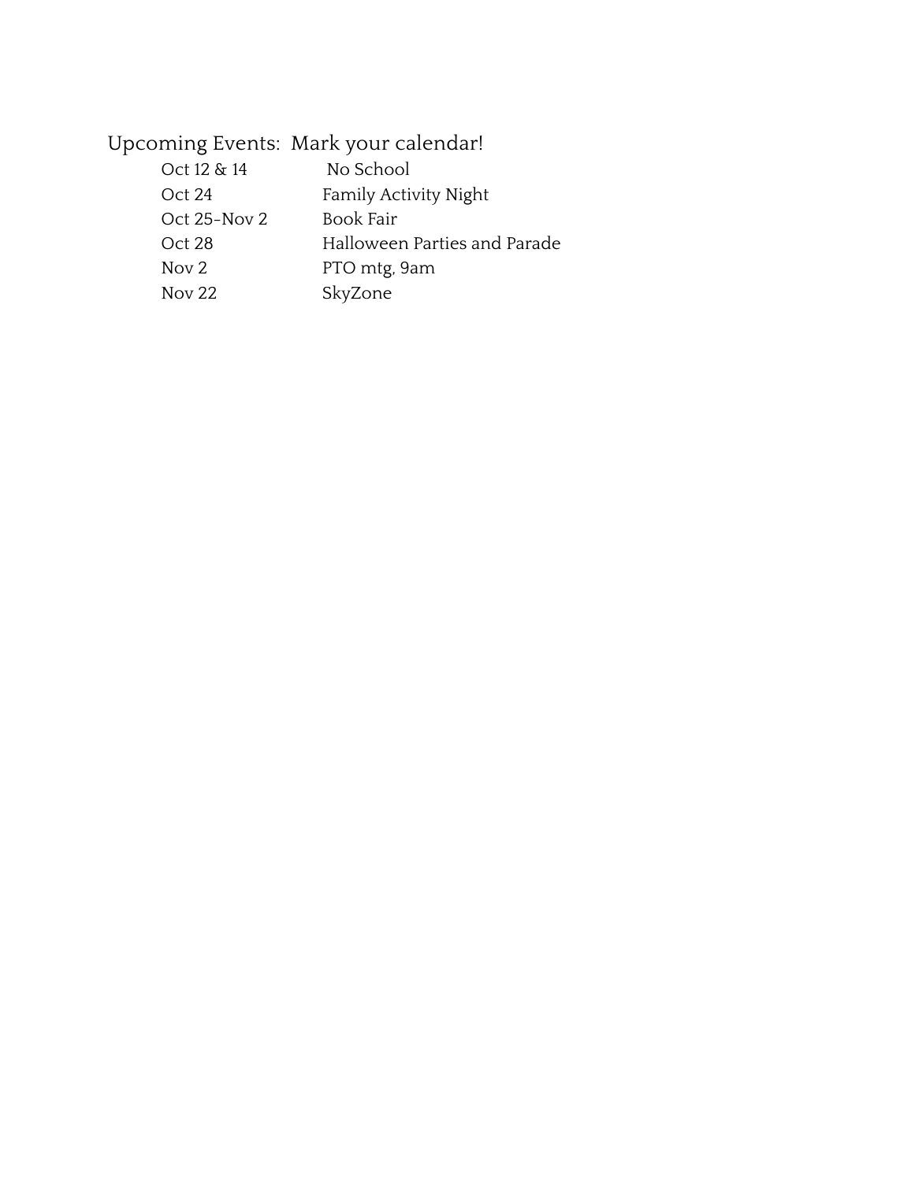Upcoming Events: Mark your calendar!

| | |
|---|---|
| Oct 12 & 14 | No School |
| Oct 24 | Family Activity Night |
| Oct 25-Nov 2 | Book Fair |
| Oct 28 | Halloween Parties and Parade |
| Nov 2 | PTO mtg, 9am |
| Nov 22 | SkyZone |